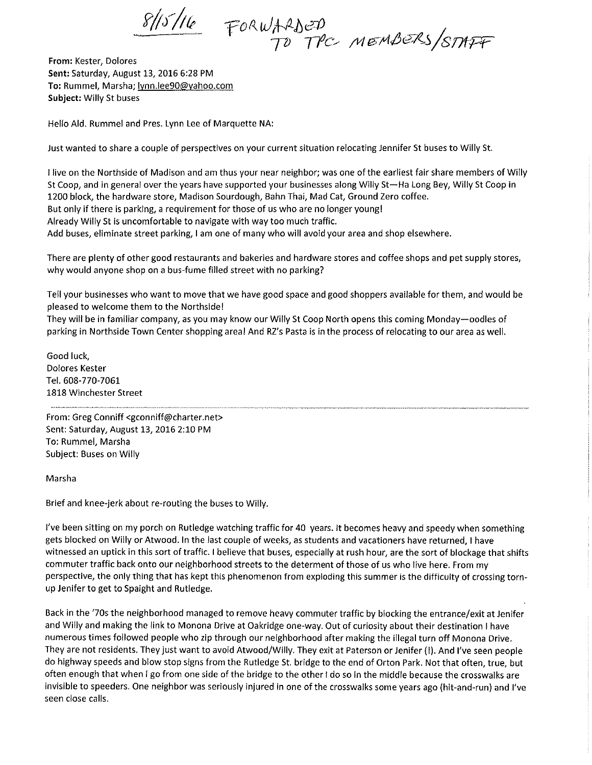8/15/16 FORWARDED TO TPC MEMBERS/STAFF

**From:** Kester, Dolores
**Sent:** Saturday, August 13, 2016 6:28 PM
**To:** Rummel, Marsha; lynn.lee90@yahoo.com
**Subject:** Willy St buses

Hello Ald. Rummel and Pres. Lynn Lee of Marquette NA:

Just wanted to share a couple of perspectives on your current situation relocating Jennifer St buses to Willy St.

I live on the Northside of Madison and am thus your near neighbor; was one of the earliest fair share members of Willy St Coop, and in general over the years have supported your businesses along Willy St—Ha Long Bey, Willy St Coop in 1200 block, the hardware store, Madison Sourdough, Bahn Thai, Mad Cat, Ground Zero coffee.
But only if there is parking, a requirement for those of us who are no longer young!
Already Willy St is uncomfortable to navigate with way too much traffic.
Add buses, eliminate street parking, I am one of many who will avoid your area and shop elsewhere.

There are plenty of other good restaurants and bakeries and hardware stores and coffee shops and pet supply stores, why would anyone shop on a bus-fume filled street with no parking?

Tell your businesses who want to move that we have good space and good shoppers available for them, and would be pleased to welcome them to the Northside!
They will be in familiar company, as you may know our Willy St Coop North opens this coming Monday—oodles of parking in Northside Town Center shopping area! And RZ's Pasta is in the process of relocating to our area as well.

Good luck,
Dolores Kester
Tel. 608-770-7061
1818 Winchester Street

---

From: Greg Conniff <gconniff@charter.net>
Sent: Saturday, August 13, 2016 2:10 PM
To: Rummel, Marsha
Subject: Buses on Willy

Marsha

Brief and knee-jerk about re-routing the buses to Willy.

I've been sitting on my porch on Rutledge watching traffic for 40 years. It becomes heavy and speedy when something gets blocked on Willy or Atwood. In the last couple of weeks, as students and vacationers have returned, I have witnessed an uptick in this sort of traffic. I believe that buses, especially at rush hour, are the sort of blockage that shifts commuter traffic back onto our neighborhood streets to the determent of those of us who live here. From my perspective, the only thing that has kept this phenomenon from exploding this summer is the difficulty of crossing torn-up Jenifer to get to Spaight and Rutledge.

Back in the '70s the neighborhood managed to remove heavy commuter traffic by blocking the entrance/exit at Jenifer and Willy and making the link to Monona Drive at Oakridge one-way. Out of curiosity about their destination I have numerous times followed people who zip through our neighborhood after making the illegal turn off Monona Drive. They are not residents. They just want to avoid Atwood/Willy. They exit at Paterson or Jenifer (!). And I've seen people do highway speeds and blow stop signs from the Rutledge St. bridge to the end of Orton Park. Not that often, true, but often enough that when I go from one side of the bridge to the other I do so in the middle because the crosswalks are invisible to speeders. One neighbor was seriously injured in one of the crosswalks some years ago (hit-and-run) and I've seen close calls.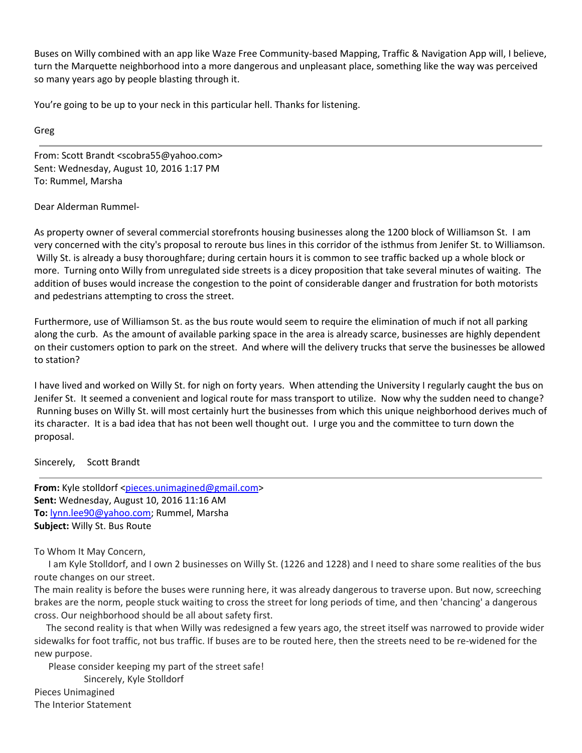Buses on Willy combined with an app like Waze Free Community-based Mapping, Traffic & Navigation App will, I believe, turn the Marquette neighborhood into a more dangerous and unpleasant place, something like the way was perceived so many years ago by people blasting through it.

You're going to be up to your neck in this particular hell. Thanks for listening.

Greg

---

From: Scott Brandt <scobra55@yahoo.com>
Sent: Wednesday, August 10, 2016 1:17 PM
To: Rummel, Marsha

Dear Alderman Rummel-

As property owner of several commercial storefronts housing businesses along the 1200 block of Williamson St. I am very concerned with the city's proposal to reroute bus lines in this corridor of the isthmus from Jenifer St. to Williamson. Willy St. is already a busy thoroughfare; during certain hours it is common to see traffic backed up a whole block or more. Turning onto Willy from unregulated side streets is a dicey proposition that take several minutes of waiting. The addition of buses would increase the congestion to the point of considerable danger and frustration for both motorists and pedestrians attempting to cross the street.

Furthermore, use of Williamson St. as the bus route would seem to require the elimination of much if not all parking along the curb. As the amount of available parking space in the area is already scarce, businesses are highly dependent on their customers option to park on the street. And where will the delivery trucks that serve the businesses be allowed to station?

I have lived and worked on Willy St. for nigh on forty years. When attending the University I regularly caught the bus on Jenifer St. It seemed a convenient and logical route for mass transport to utilize. Now why the sudden need to change? Running buses on Willy St. will most certainly hurt the businesses from which this unique neighborhood derives much of its character. It is a bad idea that has not been well thought out. I urge you and the committee to turn down the proposal.

Sincerely, Scott Brandt

---

**From:** Kyle stolldorf <pieces.unimagined@gmail.com>
**Sent:** Wednesday, August 10, 2016 11:16 AM
**To:** lynn.lee90@yahoo.com; Rummel, Marsha
**Subject:** Willy St. Bus Route

To Whom It May Concern,

I am Kyle Stolldorf, and I own 2 businesses on Willy St. (1226 and 1228) and I need to share some realities of the bus route changes on our street.

The main reality is before the buses were running here, it was already dangerous to traverse upon. But now, screeching brakes are the norm, people stuck waiting to cross the street for long periods of time, and then 'chancing' a dangerous cross. Our neighborhood should be all about safety first.

The second reality is that when Willy was redesigned a few years ago, the street itself was narrowed to provide wider sidewalks for foot traffic, not bus traffic. If buses are to be routed here, then the streets need to be re-widened for the new purpose.

Please consider keeping my part of the street safe!

Sincerely, Kyle Stolldorf

Pieces Unimagined
The Interior Statement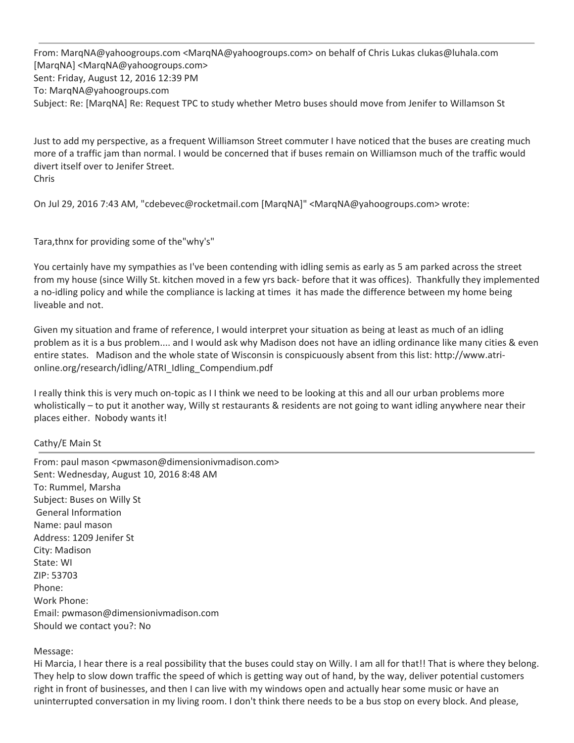---

From: MarqNA@yahoogroups.com <MarqNA@yahoogroups.com> on behalf of Chris Lukas clukas@luhala.com [MarqNA] <MarqNA@yahoogroups.com>
Sent: Friday, August 12, 2016 12:39 PM
To: MarqNA@yahoogroups.com
Subject: Re: [MarqNA] Re: Request TPC to study whether Metro buses should move from Jenifer to Willamson St

Just to add my perspective, as a frequent Williamson Street commuter I have noticed that the buses are creating much more of a traffic jam than normal. I would be concerned that if buses remain on Williamson much of the traffic would divert itself over to Jenifer Street.
Chris

On Jul 29, 2016 7:43 AM, "cdebevec@rocketmail.com [MarqNA]" <MarqNA@yahoogroups.com> wrote:

Tara,thnx for providing some of the"why's"

You certainly have my sympathies as I've been contending with idling semis as early as 5 am parked across the street from my house (since Willy St. kitchen moved in a few yrs back- before that it was offices). Thankfully they implemented a no-idling policy and while the compliance is lacking at times it has made the difference between my home being liveable and not.

Given my situation and frame of reference, I would interpret your situation as being at least as much of an idling problem as it is a bus problem.... and I would ask why Madison does not have an idling ordinance like many cities & even entire states. Madison and the whole state of Wisconsin is conspicuously absent from this list: http://www.atri-online.org/research/idling/ATRI_Idling_Compendium.pdf

I really think this is very much on-topic as I I think we need to be looking at this and all our urban problems more wholistically – to put it another way, Willy st restaurants & residents are not going to want idling anywhere near their places either. Nobody wants it!

Cathy/E Main St

---

From: paul mason <pwmason@dimensionivmadison.com>
Sent: Wednesday, August 10, 2016 8:48 AM
To: Rummel, Marsha
Subject: Buses on Willy St
General Information
Name: paul mason
Address: 1209 Jenifer St
City: Madison
State: WI
ZIP: 53703
Phone:
Work Phone:
Email: pwmason@dimensionivmadison.com
Should we contact you?: No

Message:
Hi Marcia, I hear there is a real possibility that the buses could stay on Willy. I am all for that!! That is where they belong. They help to slow down traffic the speed of which is getting way out of hand, by the way, deliver potential customers right in front of businesses, and then I can live with my windows open and actually hear some music or have an uninterrupted conversation in my living room. I don't think there needs to be a bus stop on every block. And please,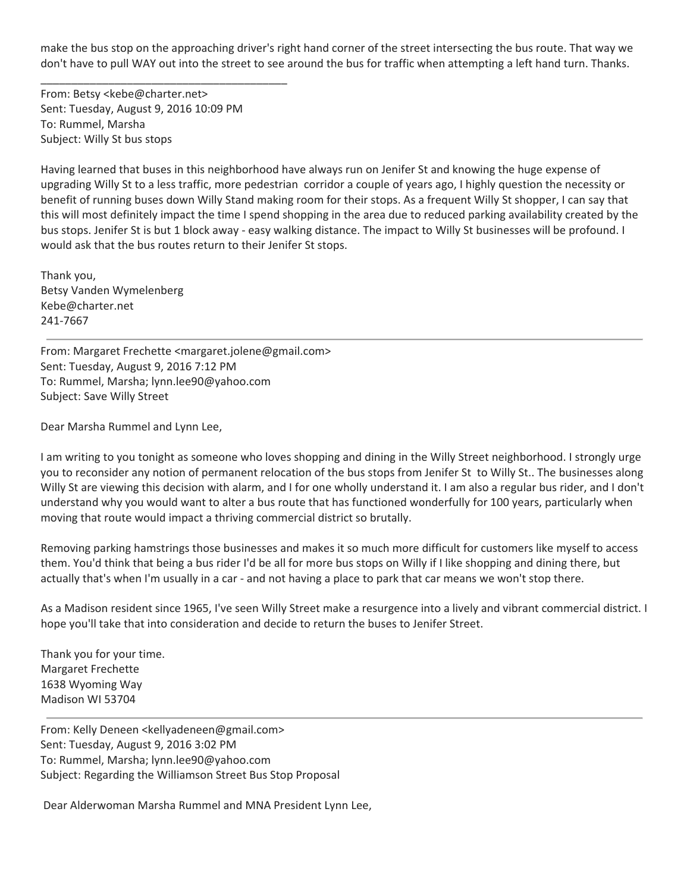make the bus stop on the approaching driver's right hand corner of the street intersecting the bus route. That way we don't have to pull WAY out into the street to see around the bus for traffic when attempting a left hand turn. Thanks.

________________________________________

From: Betsy <kebe@charter.net>
Sent: Tuesday, August 9, 2016 10:09 PM
To: Rummel, Marsha
Subject: Willy St bus stops

Having learned that buses in this neighborhood have always run on Jenifer St and knowing the huge expense of upgrading Willy St to a less traffic, more pedestrian corridor a couple of years ago, I highly question the necessity or benefit of running buses down Willy Stand making room for their stops. As a frequent Willy St shopper, I can say that this will most definitely impact the time I spend shopping in the area due to reduced parking availability created by the bus stops. Jenifer St is but 1 block away - easy walking distance. The impact to Willy St businesses will be profound. I would ask that the bus routes return to their Jenifer St stops.

Thank you,
Betsy Vanden Wymelenberg
Kebe@charter.net
241-7667

---

From: Margaret Frechette <margaret.jolene@gmail.com>
Sent: Tuesday, August 9, 2016 7:12 PM
To: Rummel, Marsha; lynn.lee90@yahoo.com
Subject: Save Willy Street

Dear Marsha Rummel and Lynn Lee,

I am writing to you tonight as someone who loves shopping and dining in the Willy Street neighborhood. I strongly urge you to reconsider any notion of permanent relocation of the bus stops from Jenifer St to Willy St.. The businesses along Willy St are viewing this decision with alarm, and I for one wholly understand it. I am also a regular bus rider, and I don't understand why you would want to alter a bus route that has functioned wonderfully for 100 years, particularly when moving that route would impact a thriving commercial district so brutally.

Removing parking hamstrings those businesses and makes it so much more difficult for customers like myself to access them. You'd think that being a bus rider I'd be all for more bus stops on Willy if I like shopping and dining there, but actually that's when I'm usually in a car - and not having a place to park that car means we won't stop there.

As a Madison resident since 1965, I've seen Willy Street make a resurgence into a lively and vibrant commercial district. I hope you'll take that into consideration and decide to return the buses to Jenifer Street.

Thank you for your time.
Margaret Frechette
1638 Wyoming Way
Madison WI 53704

---

From: Kelly Deneen <kellyadeneen@gmail.com>
Sent: Tuesday, August 9, 2016 3:02 PM
To: Rummel, Marsha; lynn.lee90@yahoo.com
Subject: Regarding the Williamson Street Bus Stop Proposal

Dear Alderwoman Marsha Rummel and MNA President Lynn Lee,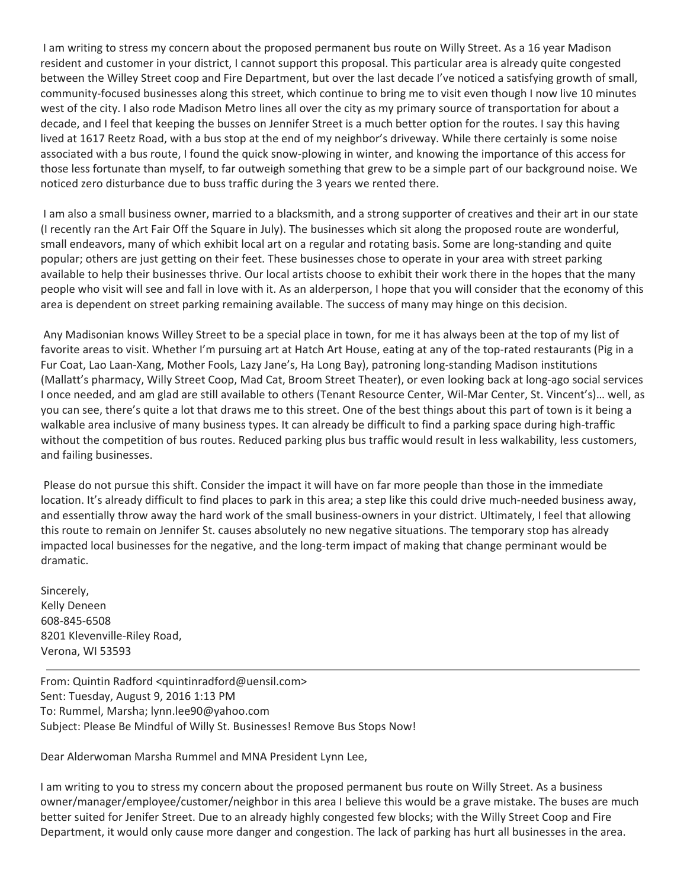I am writing to stress my concern about the proposed permanent bus route on Willy Street. As a 16 year Madison resident and customer in your district, I cannot support this proposal. This particular area is already quite congested between the Willey Street coop and Fire Department, but over the last decade I've noticed a satisfying growth of small, community-focused businesses along this street, which continue to bring me to visit even though I now live 10 minutes west of the city. I also rode Madison Metro lines all over the city as my primary source of transportation for about a decade, and I feel that keeping the busses on Jennifer Street is a much better option for the routes. I say this having lived at 1617 Reetz Road, with a bus stop at the end of my neighbor's driveway. While there certainly is some noise associated with a bus route, I found the quick snow-plowing in winter, and knowing the importance of this access for those less fortunate than myself, to far outweigh something that grew to be a simple part of our background noise. We noticed zero disturbance due to buss traffic during the 3 years we rented there.

I am also a small business owner, married to a blacksmith, and a strong supporter of creatives and their art in our state (I recently ran the Art Fair Off the Square in July). The businesses which sit along the proposed route are wonderful, small endeavors, many of which exhibit local art on a regular and rotating basis. Some are long-standing and quite popular; others are just getting on their feet. These businesses chose to operate in your area with street parking available to help their businesses thrive. Our local artists choose to exhibit their work there in the hopes that the many people who visit will see and fall in love with it. As an alderperson, I hope that you will consider that the economy of this area is dependent on street parking remaining available. The success of many may hinge on this decision.

Any Madisonian knows Willey Street to be a special place in town, for me it has always been at the top of my list of favorite areas to visit. Whether I'm pursuing art at Hatch Art House, eating at any of the top-rated restaurants (Pig in a Fur Coat, Lao Laan-Xang, Mother Fools, Lazy Jane's, Ha Long Bay), patroning long-standing Madison institutions (Mallatt's pharmacy, Willy Street Coop, Mad Cat, Broom Street Theater), or even looking back at long-ago social services I once needed, and am glad are still available to others (Tenant Resource Center, Wil-Mar Center, St. Vincent's)… well, as you can see, there's quite a lot that draws me to this street. One of the best things about this part of town is it being a walkable area inclusive of many business types. It can already be difficult to find a parking space during high-traffic without the competition of bus routes. Reduced parking plus bus traffic would result in less walkability, less customers, and failing businesses.

Please do not pursue this shift. Consider the impact it will have on far more people than those in the immediate location. It's already difficult to find places to park in this area; a step like this could drive much-needed business away, and essentially throw away the hard work of the small business-owners in your district. Ultimately, I feel that allowing this route to remain on Jennifer St. causes absolutely no new negative situations. The temporary stop has already impacted local businesses for the negative, and the long-term impact of making that change perminant would be dramatic.

Sincerely,
Kelly Deneen
608-845-6508
8201 Klevenville-Riley Road,
Verona, WI 53593

---

From: Quintin Radford <quintinradford@uensil.com>
Sent: Tuesday, August 9, 2016 1:13 PM
To: Rummel, Marsha; lynn.lee90@yahoo.com
Subject: Please Be Mindful of Willy St. Businesses! Remove Bus Stops Now!

Dear Alderwoman Marsha Rummel and MNA President Lynn Lee,

I am writing to you to stress my concern about the proposed permanent bus route on Willy Street. As a business owner/manager/employee/customer/neighbor in this area I believe this would be a grave mistake. The buses are much better suited for Jenifer Street. Due to an already highly congested few blocks; with the Willy Street Coop and Fire Department, it would only cause more danger and congestion. The lack of parking has hurt all businesses in the area.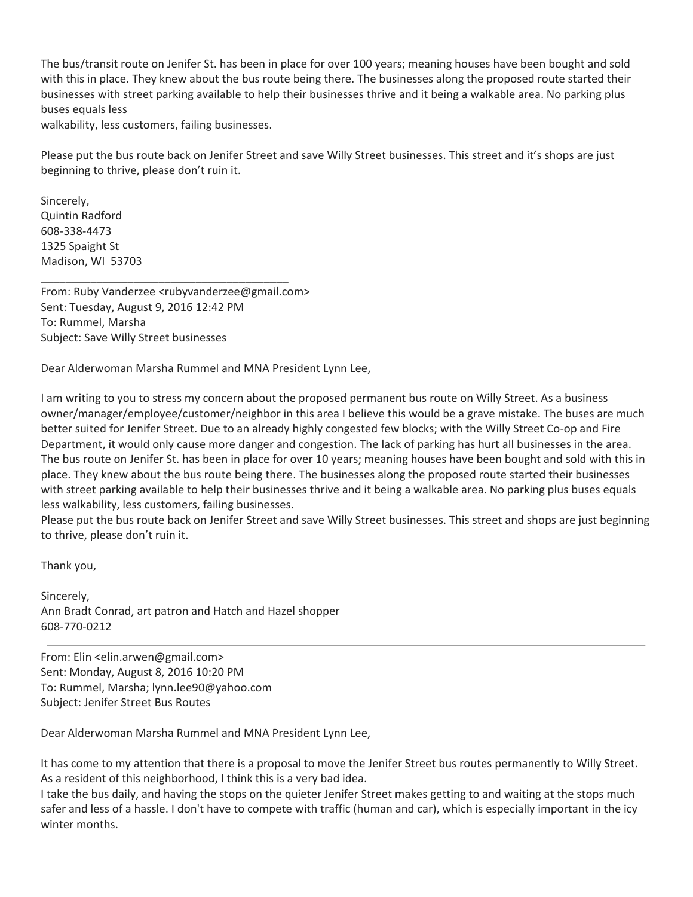The bus/transit route on Jenifer St. has been in place for over 100 years; meaning houses have been bought and sold with this in place. They knew about the bus route being there. The businesses along the proposed route started their businesses with street parking available to help their businesses thrive and it being a walkable area. No parking plus buses equals less
walkability, less customers, failing businesses.

Please put the bus route back on Jenifer Street and save Willy Street businesses. This street and it's shops are just beginning to thrive, please don't ruin it.

Sincerely,
Quintin Radford
608-338-4473
1325 Spaight St
Madison, WI 53703

---

From: Ruby Vanderzee <rubyvanderzee@gmail.com>
Sent: Tuesday, August 9, 2016 12:42 PM
To: Rummel, Marsha
Subject: Save Willy Street businesses

Dear Alderwoman Marsha Rummel and MNA President Lynn Lee,

I am writing to you to stress my concern about the proposed permanent bus route on Willy Street. As a business owner/manager/employee/customer/neighbor in this area I believe this would be a grave mistake. The buses are much better suited for Jenifer Street. Due to an already highly congested few blocks; with the Willy Street Co-op and Fire Department, it would only cause more danger and congestion. The lack of parking has hurt all businesses in the area. The bus route on Jenifer St. has been in place for over 10 years; meaning houses have been bought and sold with this in place. They knew about the bus route being there. The businesses along the proposed route started their businesses with street parking available to help their businesses thrive and it being a walkable area. No parking plus buses equals less walkability, less customers, failing businesses.
Please put the bus route back on Jenifer Street and save Willy Street businesses. This street and shops are just beginning to thrive, please don't ruin it.

Thank you,

Sincerely,
Ann Bradt Conrad, art patron and Hatch and Hazel shopper
608-770-0212

---

From: Elin <elin.arwen@gmail.com>
Sent: Monday, August 8, 2016 10:20 PM
To: Rummel, Marsha; lynn.lee90@yahoo.com
Subject: Jenifer Street Bus Routes

Dear Alderwoman Marsha Rummel and MNA President Lynn Lee,

It has come to my attention that there is a proposal to move the Jenifer Street bus routes permanently to Willy Street. As a resident of this neighborhood, I think this is a very bad idea.
I take the bus daily, and having the stops on the quieter Jenifer Street makes getting to and waiting at the stops much safer and less of a hassle. I don't have to compete with traffic (human and car), which is especially important in the icy winter months.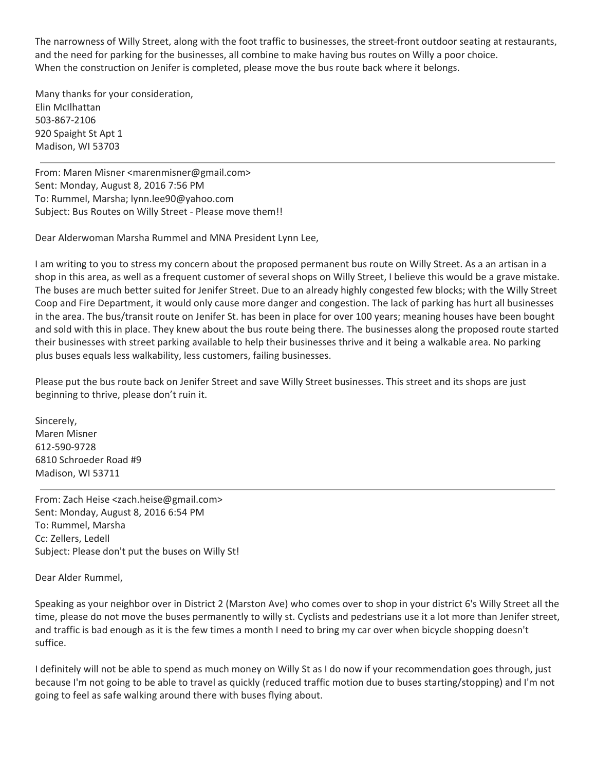The narrowness of Willy Street, along with the foot traffic to businesses, the street-front outdoor seating at restaurants, and the need for parking for the businesses, all combine to make having bus routes on Willy a poor choice.
When the construction on Jenifer is completed, please move the bus route back where it belongs.

Many thanks for your consideration,
Elin McIlhattan
503-867-2106
920 Spaight St Apt 1
Madison, WI 53703

---

From: Maren Misner <marenmisner@gmail.com>
Sent: Monday, August 8, 2016 7:56 PM
To: Rummel, Marsha; lynn.lee90@yahoo.com
Subject: Bus Routes on Willy Street - Please move them!!

Dear Alderwoman Marsha Rummel and MNA President Lynn Lee,

I am writing to you to stress my concern about the proposed permanent bus route on Willy Street. As a an artisan in a shop in this area, as well as a frequent customer of several shops on Willy Street, I believe this would be a grave mistake. The buses are much better suited for Jenifer Street. Due to an already highly congested few blocks; with the Willy Street Coop and Fire Department, it would only cause more danger and congestion. The lack of parking has hurt all businesses in the area. The bus/transit route on Jenifer St. has been in place for over 100 years; meaning houses have been bought and sold with this in place. They knew about the bus route being there. The businesses along the proposed route started their businesses with street parking available to help their businesses thrive and it being a walkable area. No parking plus buses equals less walkability, less customers, failing businesses.

Please put the bus route back on Jenifer Street and save Willy Street businesses. This street and its shops are just beginning to thrive, please don't ruin it.

Sincerely,
Maren Misner
612-590-9728
6810 Schroeder Road #9
Madison, WI 53711

---

From: Zach Heise <zach.heise@gmail.com>
Sent: Monday, August 8, 2016 6:54 PM
To: Rummel, Marsha
Cc: Zellers, Ledell
Subject: Please don't put the buses on Willy St!

Dear Alder Rummel,

Speaking as your neighbor over in District 2 (Marston Ave) who comes over to shop in your district 6's Willy Street all the time, please do not move the buses permanently to willy st. Cyclists and pedestrians use it a lot more than Jenifer street, and traffic is bad enough as it is the few times a month I need to bring my car over when bicycle shopping doesn't suffice.

I definitely will not be able to spend as much money on Willy St as I do now if your recommendation goes through, just because I'm not going to be able to travel as quickly (reduced traffic motion due to buses starting/stopping) and I'm not going to feel as safe walking around there with buses flying about.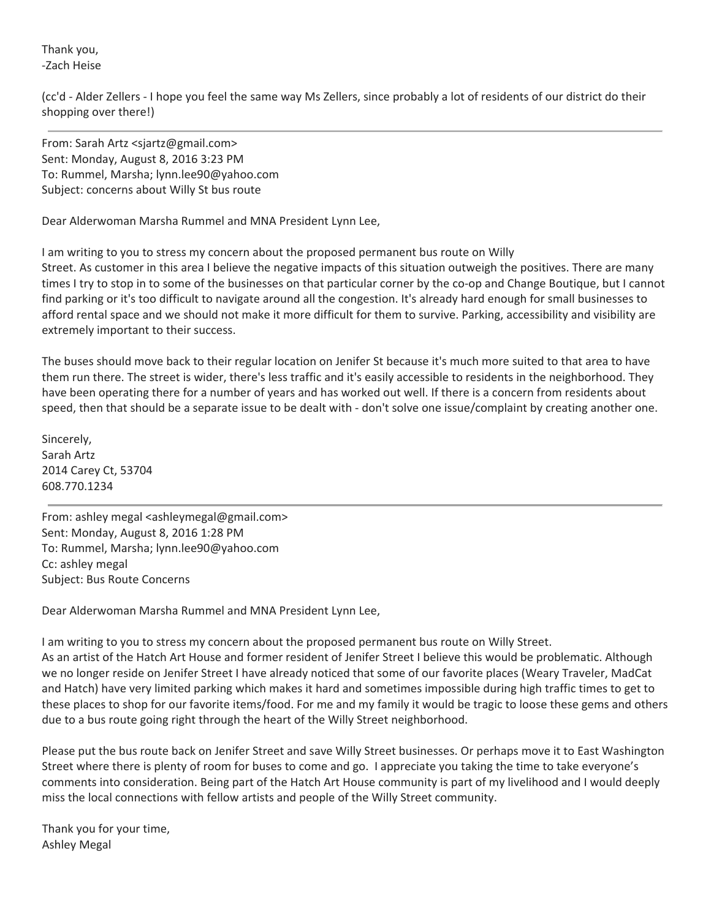Thank you,
-Zach Heise

(cc'd - Alder Zellers - I hope you feel the same way Ms Zellers, since probably a lot of residents of our district do their shopping over there!)

---

From: Sarah Artz <sjartz@gmail.com>
Sent: Monday, August 8, 2016 3:23 PM
To: Rummel, Marsha; lynn.lee90@yahoo.com
Subject: concerns about Willy St bus route

Dear Alderwoman Marsha Rummel and MNA President Lynn Lee,

I am writing to you to stress my concern about the proposed permanent bus route on Willy Street. As customer in this area I believe the negative impacts of this situation outweigh the positives. There are many times I try to stop in to some of the businesses on that particular corner by the co-op and Change Boutique, but I cannot find parking or it's too difficult to navigate around all the congestion. It's already hard enough for small businesses to afford rental space and we should not make it more difficult for them to survive. Parking, accessibility and visibility are extremely important to their success.

The buses should move back to their regular location on Jenifer St because it's much more suited to that area to have them run there. The street is wider, there's less traffic and it's easily accessible to residents in the neighborhood. They have been operating there for a number of years and has worked out well. If there is a concern from residents about speed, then that should be a separate issue to be dealt with - don't solve one issue/complaint by creating another one.

Sincerely,
Sarah Artz
2014 Carey Ct, 53704
608.770.1234

---

From: ashley megal <ashleymegal@gmail.com>
Sent: Monday, August 8, 2016 1:28 PM
To: Rummel, Marsha; lynn.lee90@yahoo.com
Cc: ashley megal
Subject: Bus Route Concerns

Dear Alderwoman Marsha Rummel and MNA President Lynn Lee,

I am writing to you to stress my concern about the proposed permanent bus route on Willy Street.
As an artist of the Hatch Art House and former resident of Jenifer Street I believe this would be problematic. Although we no longer reside on Jenifer Street I have already noticed that some of our favorite places (Weary Traveler, MadCat and Hatch) have very limited parking which makes it hard and sometimes impossible during high traffic times to get to these places to shop for our favorite items/food. For me and my family it would be tragic to loose these gems and others due to a bus route going right through the heart of the Willy Street neighborhood.

Please put the bus route back on Jenifer Street and save Willy Street businesses. Or perhaps move it to East Washington Street where there is plenty of room for buses to come and go. I appreciate you taking the time to take everyone's comments into consideration. Being part of the Hatch Art House community is part of my livelihood and I would deeply miss the local connections with fellow artists and people of the Willy Street community.

Thank you for your time,
Ashley Megal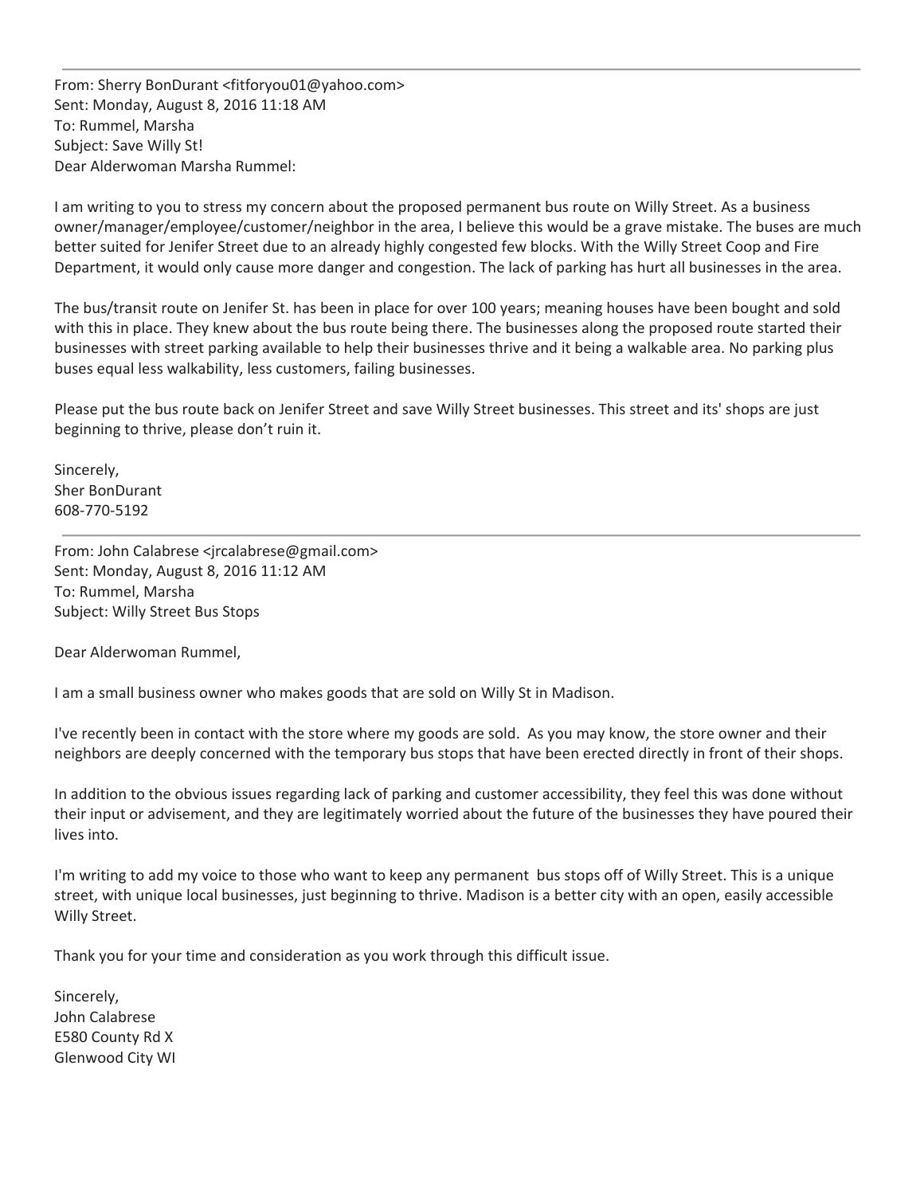---

From: Sherry BonDurant <fitforyou01@yahoo.com>
Sent: Monday, August 8, 2016 11:18 AM
To: Rummel, Marsha
Subject: Save Willy St!
Dear Alderwoman Marsha Rummel:

I am writing to you to stress my concern about the proposed permanent bus route on Willy Street. As a business owner/manager/employee/customer/neighbor in the area, I believe this would be a grave mistake. The buses are much better suited for Jenifer Street due to an already highly congested few blocks. With the Willy Street Coop and Fire Department, it would only cause more danger and congestion. The lack of parking has hurt all businesses in the area.

The bus/transit route on Jenifer St. has been in place for over 100 years; meaning houses have been bought and sold with this in place. They knew about the bus route being there. The businesses along the proposed route started their businesses with street parking available to help their businesses thrive and it being a walkable area. No parking plus buses equal less walkability, less customers, failing businesses.

Please put the bus route back on Jenifer Street and save Willy Street businesses. This street and its' shops are just beginning to thrive, please don't ruin it.

Sincerely,
Sher BonDurant
608-770-5192

---

From: John Calabrese <jrcalabrese@gmail.com>
Sent: Monday, August 8, 2016 11:12 AM
To: Rummel, Marsha
Subject: Willy Street Bus Stops

Dear Alderwoman Rummel,

I am a small business owner who makes goods that are sold on Willy St in Madison.

I've recently been in contact with the store where my goods are sold. As you may know, the store owner and their neighbors are deeply concerned with the temporary bus stops that have been erected directly in front of their shops.

In addition to the obvious issues regarding lack of parking and customer accessibility, they feel this was done without their input or advisement, and they are legitimately worried about the future of the businesses they have poured their lives into.

I'm writing to add my voice to those who want to keep any permanent bus stops off of Willy Street. This is a unique street, with unique local businesses, just beginning to thrive. Madison is a better city with an open, easily accessible Willy Street.

Thank you for your time and consideration as you work through this difficult issue.

Sincerely,
John Calabrese
E580 County Rd X
Glenwood City WI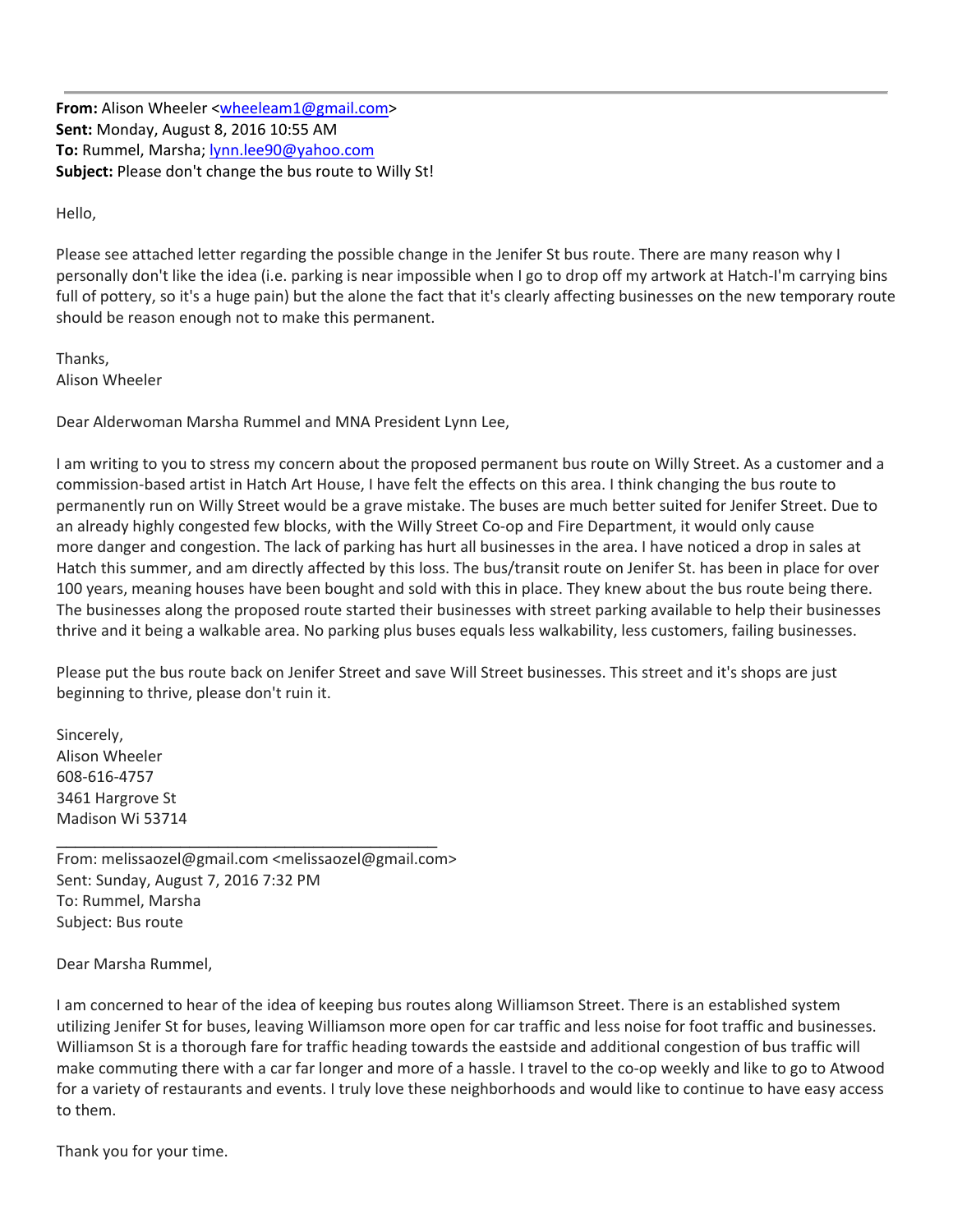---

**From:** Alison Wheeler <wheeleam1@gmail.com>
**Sent:** Monday, August 8, 2016 10:55 AM
**To:** Rummel, Marsha; lynn.lee90@yahoo.com
**Subject:** Please don't change the bus route to Willy St!

Hello,

Please see attached letter regarding the possible change in the Jenifer St bus route. There are many reason why I personally don't like the idea (i.e. parking is near impossible when I go to drop off my artwork at Hatch-I'm carrying bins full of pottery, so it's a huge pain) but the alone the fact that it's clearly affecting businesses on the new temporary route should be reason enough not to make this permanent.

Thanks,
Alison Wheeler

Dear Alderwoman Marsha Rummel and MNA President Lynn Lee,

I am writing to you to stress my concern about the proposed permanent bus route on Willy Street. As a customer and a commission-based artist in Hatch Art House, I have felt the effects on this area. I think changing the bus route to permanently run on Willy Street would be a grave mistake. The buses are much better suited for Jenifer Street. Due to an already highly congested few blocks, with the Willy Street Co-op and Fire Department, it would only cause more danger and congestion. The lack of parking has hurt all businesses in the area. I have noticed a drop in sales at Hatch this summer, and am directly affected by this loss. The bus/transit route on Jenifer St. has been in place for over 100 years, meaning houses have been bought and sold with this in place. They knew about the bus route being there. The businesses along the proposed route started their businesses with street parking available to help their businesses thrive and it being a walkable area. No parking plus buses equals less walkability, less customers, failing businesses.

Please put the bus route back on Jenifer Street and save Will Street businesses. This street and it's shops are just beginning to thrive, please don't ruin it.

Sincerely,
Alison Wheeler
608-616-4757
3461 Hargrove St
Madison Wi 53714

---

From: melissaozel@gmail.com <melissaozel@gmail.com>
Sent: Sunday, August 7, 2016 7:32 PM
To: Rummel, Marsha
Subject: Bus route

Dear Marsha Rummel,

I am concerned to hear of the idea of keeping bus routes along Williamson Street. There is an established system utilizing Jenifer St for buses, leaving Williamson more open for car traffic and less noise for foot traffic and businesses. Williamson St is a thorough fare for traffic heading towards the eastside and additional congestion of bus traffic will make commuting there with a car far longer and more of a hassle. I travel to the co-op weekly and like to go to Atwood for a variety of restaurants and events. I truly love these neighborhoods and would like to continue to have easy access to them.

Thank you for your time.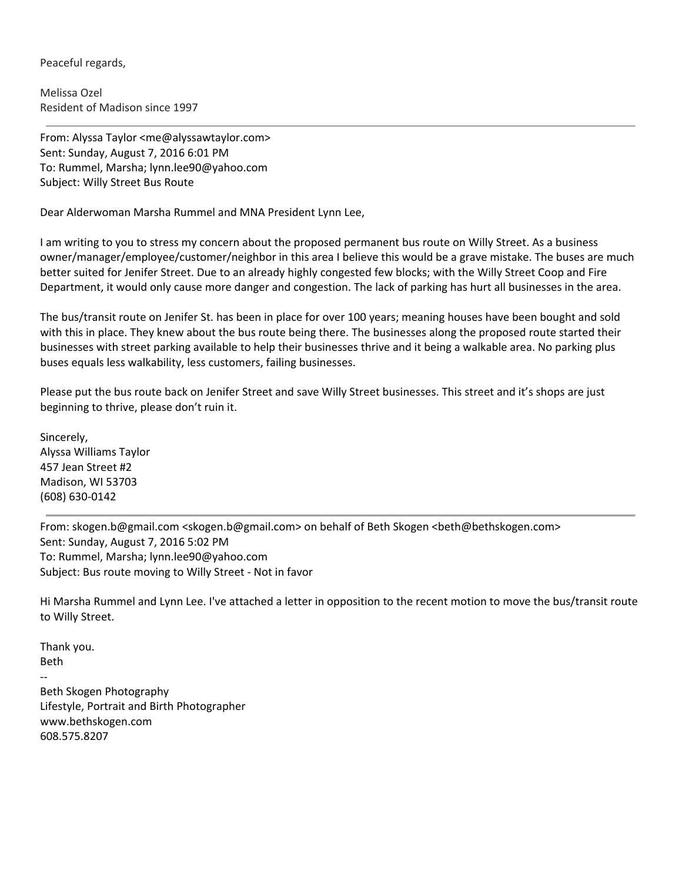Peaceful regards,

Melissa Ozel
Resident of Madison since 1997

---

From: Alyssa Taylor <me@alyssawtaylor.com>
Sent: Sunday, August 7, 2016 6:01 PM
To: Rummel, Marsha; lynn.lee90@yahoo.com
Subject: Willy Street Bus Route

Dear Alderwoman Marsha Rummel and MNA President Lynn Lee,

I am writing to you to stress my concern about the proposed permanent bus route on Willy Street. As a business owner/manager/employee/customer/neighbor in this area I believe this would be a grave mistake. The buses are much better suited for Jenifer Street. Due to an already highly congested few blocks; with the Willy Street Coop and Fire Department, it would only cause more danger and congestion. The lack of parking has hurt all businesses in the area.

The bus/transit route on Jenifer St. has been in place for over 100 years; meaning houses have been bought and sold with this in place. They knew about the bus route being there. The businesses along the proposed route started their businesses with street parking available to help their businesses thrive and it being a walkable area. No parking plus buses equals less walkability, less customers, failing businesses.

Please put the bus route back on Jenifer Street and save Willy Street businesses. This street and it's shops are just beginning to thrive, please don't ruin it.

Sincerely,
Alyssa Williams Taylor
457 Jean Street #2
Madison, WI 53703
(608) 630-0142

---

From: skogen.b@gmail.com <skogen.b@gmail.com> on behalf of Beth Skogen <beth@bethskogen.com>
Sent: Sunday, August 7, 2016 5:02 PM
To: Rummel, Marsha; lynn.lee90@yahoo.com
Subject: Bus route moving to Willy Street - Not in favor

Hi Marsha Rummel and Lynn Lee. I've attached a letter in opposition to the recent motion to move the bus/transit route to Willy Street.

Thank you.
Beth
--
Beth Skogen Photography
Lifestyle, Portrait and Birth Photographer
www.bethskogen.com
608.575.8207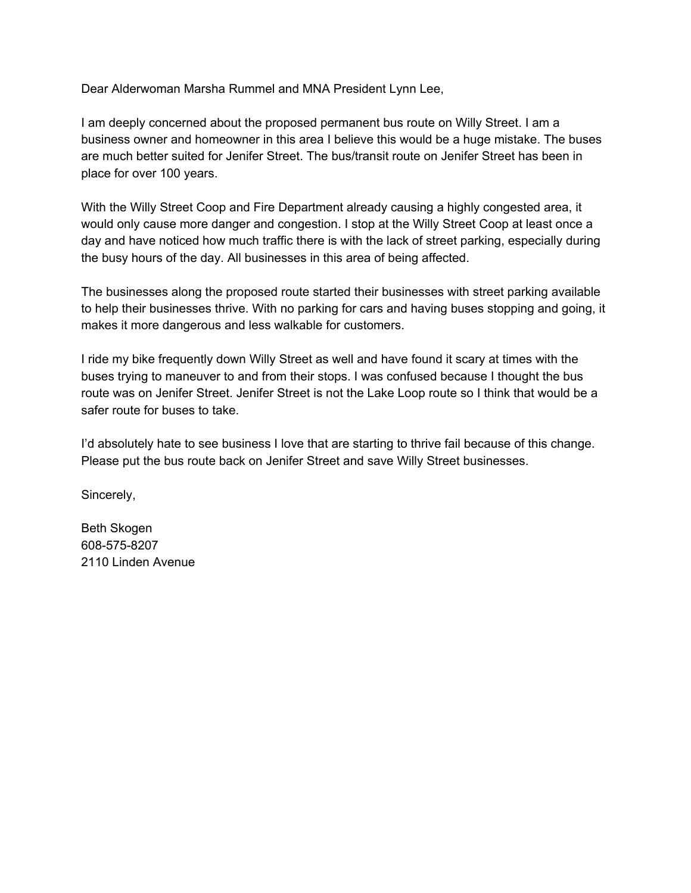Dear Alderwoman Marsha Rummel and MNA President Lynn Lee,

I am deeply concerned about the proposed permanent bus route on Willy Street. I am a business owner and homeowner in this area I believe this would be a huge mistake. The buses are much better suited for Jenifer Street. The bus/transit route on Jenifer Street has been in place for over 100 years.

With the Willy Street Coop and Fire Department already causing a highly congested area, it would only cause more danger and congestion. I stop at the Willy Street Coop at least once a day and have noticed how much traffic there is with the lack of street parking, especially during the busy hours of the day. All businesses in this area of being affected.

The businesses along the proposed route started their businesses with street parking available to help their businesses thrive. With no parking for cars and having buses stopping and going, it makes it more dangerous and less walkable for customers.

I ride my bike frequently down Willy Street as well and have found it scary at times with the buses trying to maneuver to and from their stops. I was confused because I thought the bus route was on Jenifer Street. Jenifer Street is not the Lake Loop route so I think that would be a safer route for buses to take.

I'd absolutely hate to see business I love that are starting to thrive fail because of this change. Please put the bus route back on Jenifer Street and save Willy Street businesses.

Sincerely,

Beth Skogen
608-575-8207
2110 Linden Avenue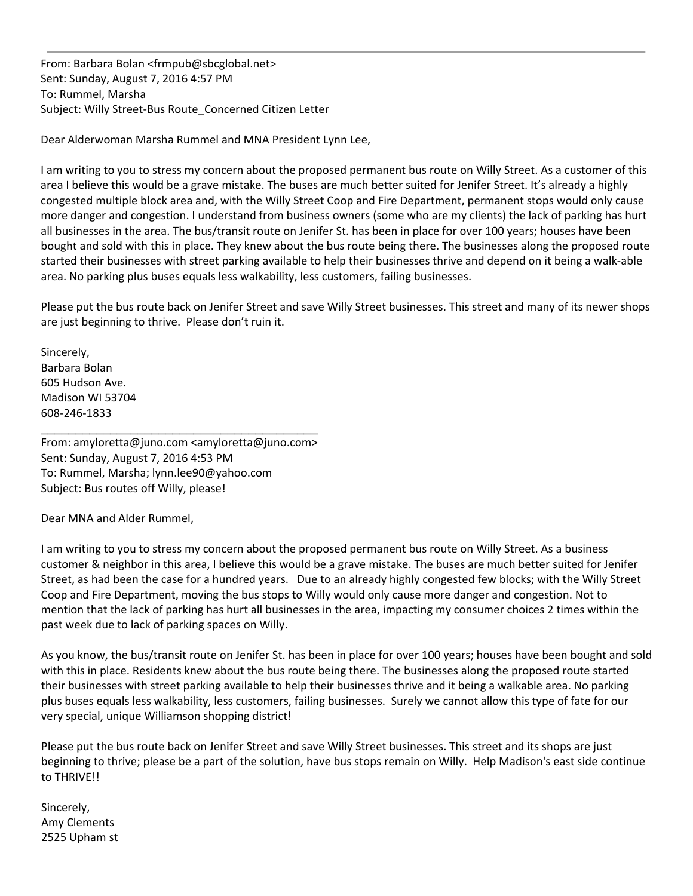From: Barbara Bolan <frmpub@sbcglobal.net>
Sent: Sunday, August 7, 2016 4:57 PM
To: Rummel, Marsha
Subject: Willy Street-Bus Route_Concerned Citizen Letter

Dear Alderwoman Marsha Rummel and MNA President Lynn Lee,

I am writing to you to stress my concern about the proposed permanent bus route on Willy Street. As a customer of this area I believe this would be a grave mistake. The buses are much better suited for Jenifer Street. It's already a highly congested multiple block area and, with the Willy Street Coop and Fire Department, permanent stops would only cause more danger and congestion. I understand from business owners (some who are my clients) the lack of parking has hurt all businesses in the area. The bus/transit route on Jenifer St. has been in place for over 100 years; houses have been bought and sold with this in place. They knew about the bus route being there. The businesses along the proposed route started their businesses with street parking available to help their businesses thrive and depend on it being a walk-able area. No parking plus buses equals less walkability, less customers, failing businesses.

Please put the bus route back on Jenifer Street and save Willy Street businesses. This street and many of its newer shops are just beginning to thrive. Please don't ruin it.

Sincerely,
Barbara Bolan
605 Hudson Ave.
Madison WI 53704
608-246-1833

---

From: amyloretta@juno.com <amyloretta@juno.com>
Sent: Sunday, August 7, 2016 4:53 PM
To: Rummel, Marsha; lynn.lee90@yahoo.com
Subject: Bus routes off Willy, please!

Dear MNA and Alder Rummel,

I am writing to you to stress my concern about the proposed permanent bus route on Willy Street. As a business customer & neighbor in this area, I believe this would be a grave mistake. The buses are much better suited for Jenifer Street, as had been the case for a hundred years. Due to an already highly congested few blocks; with the Willy Street Coop and Fire Department, moving the bus stops to Willy would only cause more danger and congestion. Not to mention that the lack of parking has hurt all businesses in the area, impacting my consumer choices 2 times within the past week due to lack of parking spaces on Willy.

As you know, the bus/transit route on Jenifer St. has been in place for over 100 years; houses have been bought and sold with this in place. Residents knew about the bus route being there. The businesses along the proposed route started their businesses with street parking available to help their businesses thrive and it being a walkable area. No parking plus buses equals less walkability, less customers, failing businesses. Surely we cannot allow this type of fate for our very special, unique Williamson shopping district!

Please put the bus route back on Jenifer Street and save Willy Street businesses. This street and its shops are just beginning to thrive; please be a part of the solution, have bus stops remain on Willy. Help Madison's east side continue to THRIVE!!

Sincerely,
Amy Clements
2525 Upham st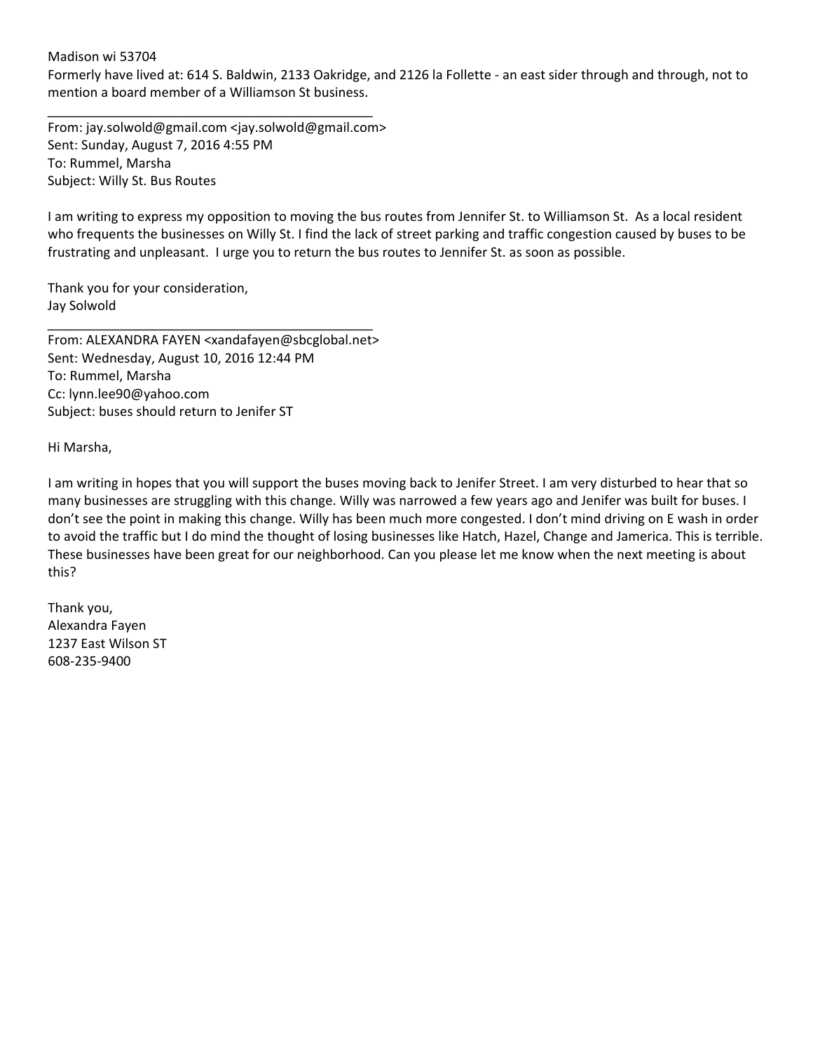Madison wi 53704
Formerly have lived at: 614 S. Baldwin, 2133 Oakridge, and 2126 la Follette - an east sider through and through, not to mention a board member of a Williamson St business.

---

From: jay.solwold@gmail.com <jay.solwold@gmail.com>
Sent: Sunday, August 7, 2016 4:55 PM
To: Rummel, Marsha
Subject: Willy St. Bus Routes

I am writing to express my opposition to moving the bus routes from Jennifer St. to Williamson St. As a local resident who frequents the businesses on Willy St. I find the lack of street parking and traffic congestion caused by buses to be frustrating and unpleasant. I urge you to return the bus routes to Jennifer St. as soon as possible.

Thank you for your consideration,
Jay Solwold

---

From: ALEXANDRA FAYEN <xandafayen@sbcglobal.net>
Sent: Wednesday, August 10, 2016 12:44 PM
To: Rummel, Marsha
Cc: lynn.lee90@yahoo.com
Subject: buses should return to Jenifer ST

Hi Marsha,

I am writing in hopes that you will support the buses moving back to Jenifer Street. I am very disturbed to hear that so many businesses are struggling with this change. Willy was narrowed a few years ago and Jenifer was built for buses. I don't see the point in making this change. Willy has been much more congested. I don't mind driving on E wash in order to avoid the traffic but I do mind the thought of losing businesses like Hatch, Hazel, Change and Jamerica. This is terrible. These businesses have been great for our neighborhood. Can you please let me know when the next meeting is about this?

Thank you,
Alexandra Fayen
1237 East Wilson ST
608-235-9400